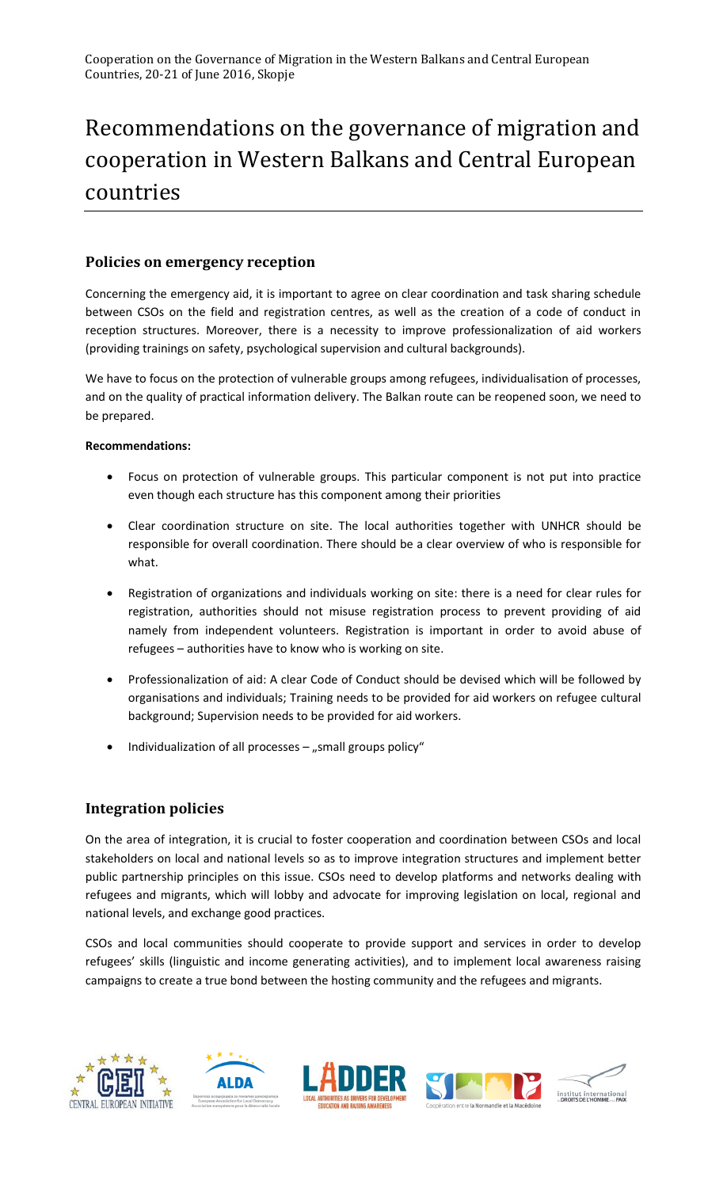Cooperation on the Governance of Migration in the Western Balkans and Central European Countries, 20-21 of June 2016, Skopje

# Recommendations on the governance of migration and cooperation in Western Balkans and Central European countries

## Policies on emergency reception

Concerning the emergency aid, it is important to agree on clear coordination and task sharing schedule between CSOs on the field and registration centres, as well as the creation of a code of conduct in reception structures. Moreover, there is a necessity to improve professionalization of aid workers (providing trainings on safety, psychological supervision and cultural backgrounds).

We have to focus on the protection of vulnerable groups among refugees, individualisation of processes, and on the quality of practical information delivery. The Balkan route can be reopened soon, we need to be prepared.

**Recommendations:**

- Focus on protection of vulnerable groups. This particular component is not put into practice even though each structure has this component among their priorities
- Clear coordination structure on site. The local authorities together with UNHCR should be responsible for overall coordination. There should be a clear overview of who is responsible for what.
- Registration of organizations and individuals working on site: there is a need for clear rules for registration, authorities should not misuse registration process to prevent providing of aid namely from independent volunteers. Registration is important in order to avoid abuse of refugees – authorities have to know who is working on site.
- Professionalization of aid: A clear Code of Conduct should be devised which will be followed by organisations and individuals; Training needs to be provided for aid workers on refugee cultural background; Supervision needs to be provided for aid workers.
- Individualization of all processes – „small groups policy"

## Integration policies

On the area of integration, it is crucial to foster cooperation and coordination between CSOs and local stakeholders on local and national levels so as to improve integration structures and implement better public partnership principles on this issue. CSOs need to develop platforms and networks dealing with refugees and migrants, which will lobby and advocate for improving legislation on local, regional and national levels, and exchange good practices.

CSOs and local communities should cooperate to provide support and services in order to develop refugees' skills (linguistic and income generating activities), and to implement local awareness raising campaigns to create a true bond between the hosting community and the refugees and migrants.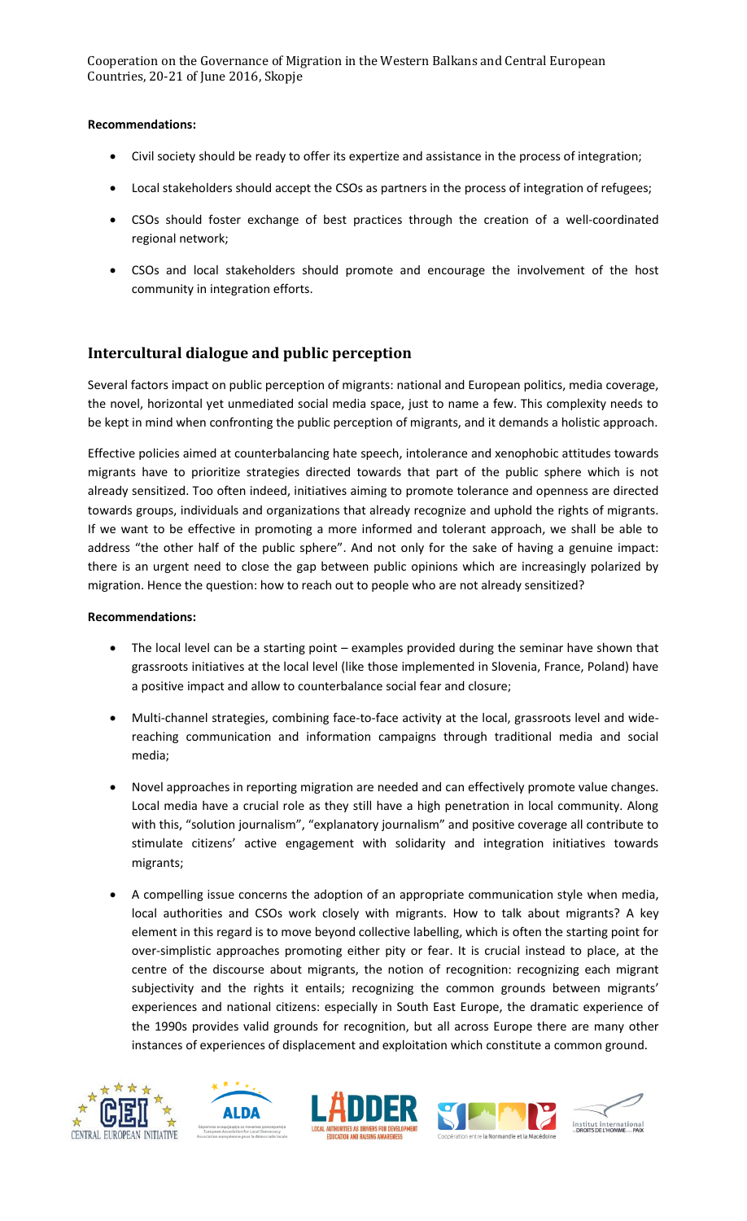**Recommendations:**

- Civil society should be ready to offer its expertize and assistance in the process of integration;
- Local stakeholders should accept the CSOs as partners in the process of integration of refugees;
- CSOs should foster exchange of best practices through the creation of a well-coordinated regional network;
- CSOs and local stakeholders should promote and encourage the involvement of the host community in integration efforts.

## Intercultural dialogue and public perception

Several factors impact on public perception of migrants: national and European politics, media coverage, the novel, horizontal yet unmediated social media space, just to name a few. This complexity needs to be kept in mind when confronting the public perception of migrants, and it demands a holistic approach.

Effective policies aimed at counterbalancing hate speech, intolerance and xenophobic attitudes towards migrants have to prioritize strategies directed towards that part of the public sphere which is not already sensitized. Too often indeed, initiatives aiming to promote tolerance and openness are directed towards groups, individuals and organizations that already recognize and uphold the rights of migrants. If we want to be effective in promoting a more informed and tolerant approach, we shall be able to address "the other half of the public sphere". And not only for the sake of having a genuine impact: there is an urgent need to close the gap between public opinions which are increasingly polarized by migration. Hence the question: how to reach out to people who are not already sensitized?

**Recommendations:**

- The local level can be a starting point – examples provided during the seminar have shown that grassroots initiatives at the local level (like those implemented in Slovenia, France, Poland) have a positive impact and allow to counterbalance social fear and closure;
- Multi-channel strategies, combining face-to-face activity at the local, grassroots level and wide-reaching communication and information campaigns through traditional media and social media;
- Novel approaches in reporting migration are needed and can effectively promote value changes. Local media have a crucial role as they still have a high penetration in local community. Along with this, "solution journalism", "explanatory journalism" and positive coverage all contribute to stimulate citizens' active engagement with solidarity and integration initiatives towards migrants;
- A compelling issue concerns the adoption of an appropriate communication style when media, local authorities and CSOs work closely with migrants. How to talk about migrants? A key element in this regard is to move beyond collective labelling, which is often the starting point for over-simplistic approaches promoting either pity or fear. It is crucial instead to place, at the centre of the discourse about migrants, the notion of recognition: recognizing each migrant subjectivity and the rights it entails; recognizing the common grounds between migrants' experiences and national citizens: especially in South East Europe, the dramatic experience of the 1990s provides valid grounds for recognition, but all across Europe there are many other instances of experiences of displacement and exploitation which constitute a common ground.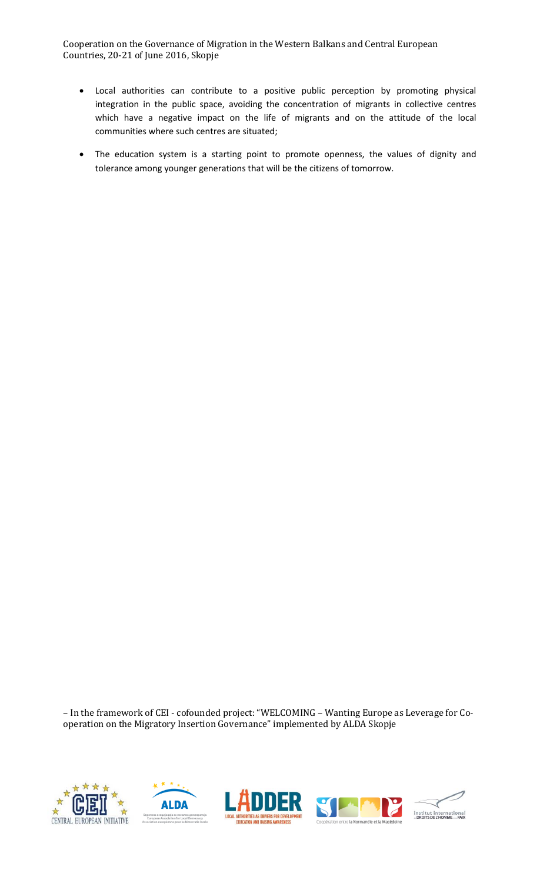- Local authorities can contribute to a positive public perception by promoting physical integration in the public space, avoiding the concentration of migrants in collective centres which have a negative impact on the life of migrants and on the attitude of the local communities where such centres are situated;
- The education system is a starting point to promote openness, the values of dignity and tolerance among younger generations that will be the citizens of tomorrow.